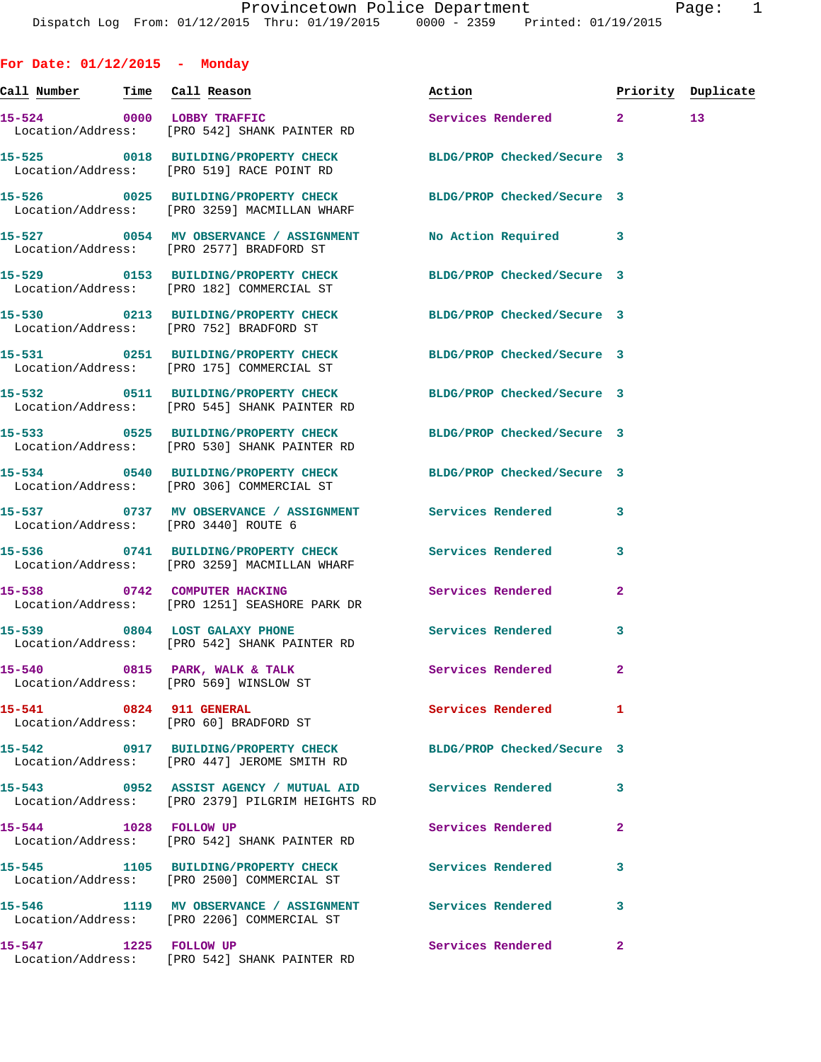Dispatch Log From: 01/12/2015 Thru: 01/19/2015 0000 - 2359 Printed: 01/19/2015

## For Date: 01/12/2015 - Monday

| Call Number | Time | Call Reason | Action | Priority | Duplicate |
|---|---|---|---|---|---|
| 15-524 | 0000 | LOBBY TRAFFIC | Services Rendered | 2 | 13 |
| Location/Address: | | [PRO 542] SHANK PAINTER RD | | | |
| 15-525 | 0018 | BUILDING/PROPERTY CHECK | BLDG/PROP Checked/Secure | 3 | |
| Location/Address: | | [PRO 519] RACE POINT RD | | | |
| 15-526 | 0025 | BUILDING/PROPERTY CHECK | BLDG/PROP Checked/Secure | 3 | |
| Location/Address: | | [PRO 3259] MACMILLAN WHARF | | | |
| 15-527 | 0054 | MV OBSERVANCE / ASSIGNMENT | No Action Required | 3 | |
| Location/Address: | | [PRO 2577] BRADFORD ST | | | |
| 15-529 | 0153 | BUILDING/PROPERTY CHECK | BLDG/PROP Checked/Secure | 3 | |
| Location/Address: | | [PRO 182] COMMERCIAL ST | | | |
| 15-530 | 0213 | BUILDING/PROPERTY CHECK | BLDG/PROP Checked/Secure | 3 | |
| Location/Address: | | [PRO 752] BRADFORD ST | | | |
| 15-531 | 0251 | BUILDING/PROPERTY CHECK | BLDG/PROP Checked/Secure | 3 | |
| Location/Address: | | [PRO 175] COMMERCIAL ST | | | |
| 15-532 | 0511 | BUILDING/PROPERTY CHECK | BLDG/PROP Checked/Secure | 3 | |
| Location/Address: | | [PRO 545] SHANK PAINTER RD | | | |
| 15-533 | 0525 | BUILDING/PROPERTY CHECK | BLDG/PROP Checked/Secure | 3 | |
| Location/Address: | | [PRO 530] SHANK PAINTER RD | | | |
| 15-534 | 0540 | BUILDING/PROPERTY CHECK | BLDG/PROP Checked/Secure | 3 | |
| Location/Address: | | [PRO 306] COMMERCIAL ST | | | |
| 15-537 | 0737 | MV OBSERVANCE / ASSIGNMENT | Services Rendered | 3 | |
| Location/Address: | | [PRO 3440] ROUTE 6 | | | |
| 15-536 | 0741 | BUILDING/PROPERTY CHECK | Services Rendered | 3 | |
| Location/Address: | | [PRO 3259] MACMILLAN WHARF | | | |
| 15-538 | 0742 | COMPUTER HACKING | Services Rendered | 2 | |
| Location/Address: | | [PRO 1251] SEASHORE PARK DR | | | |
| 15-539 | 0804 | LOST GALAXY PHONE | Services Rendered | 3 | |
| Location/Address: | | [PRO 542] SHANK PAINTER RD | | | |
| 15-540 | 0815 | PARK, WALK & TALK | Services Rendered | 2 | |
| Location/Address: | | [PRO 569] WINSLOW ST | | | |
| 15-541 | 0824 | 911 GENERAL | Services Rendered | 1 | |
| Location/Address: | | [PRO 60] BRADFORD ST | | | |
| 15-542 | 0917 | BUILDING/PROPERTY CHECK | BLDG/PROP Checked/Secure | 3 | |
| Location/Address: | | [PRO 447] JEROME SMITH RD | | | |
| 15-543 | 0952 | ASSIST AGENCY / MUTUAL AID | Services Rendered | 3 | |
| Location/Address: | | [PRO 2379] PILGRIM HEIGHTS RD | | | |
| 15-544 | 1028 | FOLLOW UP | Services Rendered | 2 | |
| Location/Address: | | [PRO 542] SHANK PAINTER RD | | | |
| 15-545 | 1105 | BUILDING/PROPERTY CHECK | Services Rendered | 3 | |
| Location/Address: | | [PRO 2500] COMMERCIAL ST | | | |
| 15-546 | 1119 | MV OBSERVANCE / ASSIGNMENT | Services Rendered | 3 | |
| Location/Address: | | [PRO 2206] COMMERCIAL ST | | | |
| 15-547 | 1225 | FOLLOW UP | Services Rendered | 2 | |
| Location/Address: | | [PRO 542] SHANK PAINTER RD | | | |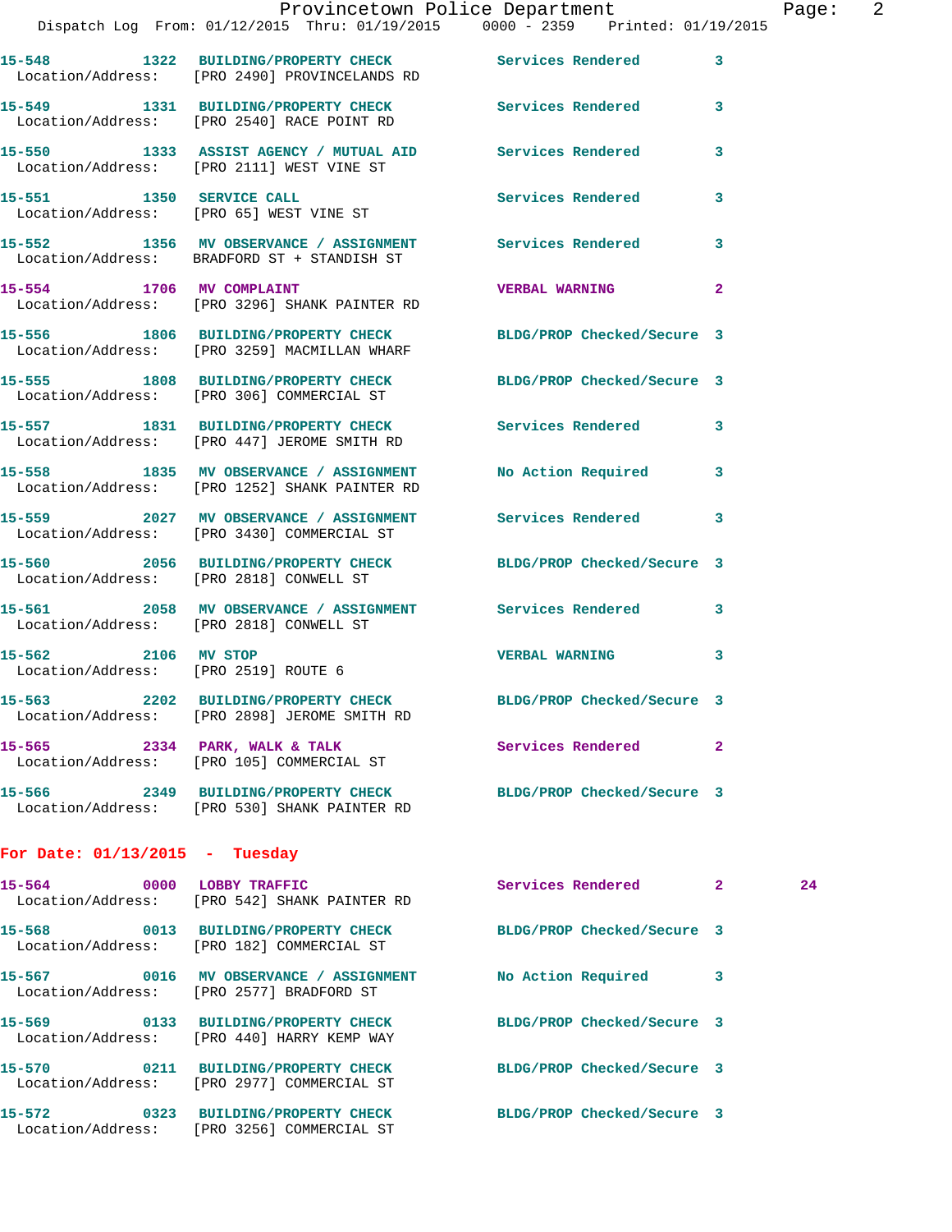15-548 1322 BUILDING/PROPERTY CHECK Services Rendered 3
Location/Address: [PRO 2490] PROVINCELANDS RD

15-549 1331 BUILDING/PROPERTY CHECK Services Rendered 3
Location/Address: [PRO 2540] RACE POINT RD

15-550 1333 ASSIST AGENCY / MUTUAL AID Services Rendered 3
Location/Address: [PRO 2111] WEST VINE ST

15-551 1350 SERVICE CALL Services Rendered 3
Location/Address: [PRO 65] WEST VINE ST

15-552 1356 MV OBSERVANCE / ASSIGNMENT Services Rendered 3
Location/Address: BRADFORD ST + STANDISH ST

15-554 1706 MV COMPLAINT VERBAL WARNING 2
Location/Address: [PRO 3296] SHANK PAINTER RD

15-556 1806 BUILDING/PROPERTY CHECK BLDG/PROP Checked/Secure 3
Location/Address: [PRO 3259] MACMILLAN WHARF

15-555 1808 BUILDING/PROPERTY CHECK BLDG/PROP Checked/Secure 3
Location/Address: [PRO 306] COMMERCIAL ST

15-557 1831 BUILDING/PROPERTY CHECK Services Rendered 3
Location/Address: [PRO 447] JEROME SMITH RD

15-558 1835 MV OBSERVANCE / ASSIGNMENT No Action Required 3
Location/Address: [PRO 1252] SHANK PAINTER RD

15-559 2027 MV OBSERVANCE / ASSIGNMENT Services Rendered 3
Location/Address: [PRO 3430] COMMERCIAL ST

15-560 2056 BUILDING/PROPERTY CHECK BLDG/PROP Checked/Secure 3
Location/Address: [PRO 2818] CONWELL ST

15-561 2058 MV OBSERVANCE / ASSIGNMENT Services Rendered 3
Location/Address: [PRO 2818] CONWELL ST

15-562 2106 MV STOP VERBAL WARNING 3
Location/Address: [PRO 2519] ROUTE 6

15-563 2202 BUILDING/PROPERTY CHECK BLDG/PROP Checked/Secure 3
Location/Address: [PRO 2898] JEROME SMITH RD

15-565 2334 PARK, WALK & TALK Services Rendered 2
Location/Address: [PRO 105] COMMERCIAL ST

15-566 2349 BUILDING/PROPERTY CHECK BLDG/PROP Checked/Secure 3
Location/Address: [PRO 530] SHANK PAINTER RD

## For Date: 01/13/2015 - Tuesday

15-564 0000 LOBBY TRAFFIC Services Rendered 2 24
Location/Address: [PRO 542] SHANK PAINTER RD

15-568 0013 BUILDING/PROPERTY CHECK BLDG/PROP Checked/Secure 3
Location/Address: [PRO 182] COMMERCIAL ST

15-567 0016 MV OBSERVANCE / ASSIGNMENT No Action Required 3
Location/Address: [PRO 2577] BRADFORD ST

15-569 0133 BUILDING/PROPERTY CHECK BLDG/PROP Checked/Secure 3
Location/Address: [PRO 440] HARRY KEMP WAY

15-570 0211 BUILDING/PROPERTY CHECK BLDG/PROP Checked/Secure 3
Location/Address: [PRO 2977] COMMERCIAL ST

15-572 0323 BUILDING/PROPERTY CHECK BLDG/PROP Checked/Secure 3
Location/Address: [PRO 3256] COMMERCIAL ST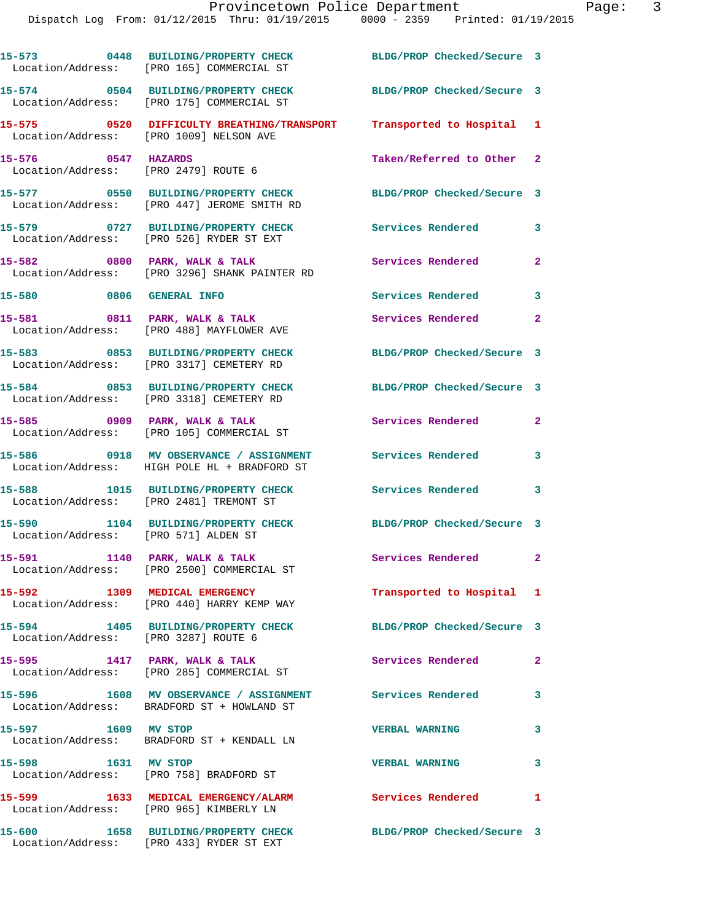15-573 0448 BUILDING/PROPERTY CHECK BLDG/PROP Checked/Secure 3
Location/Address: [PRO 165] COMMERCIAL ST

15-574 0504 BUILDING/PROPERTY CHECK BLDG/PROP Checked/Secure 3
Location/Address: [PRO 175] COMMERCIAL ST

15-575 0520 DIFFICULTY BREATHING/TRANSPORT Transported to Hospital 1
Location/Address: [PRO 1009] NELSON AVE

15-576 0547 HAZARDS Taken/Referred to Other 2
Location/Address: [PRO 2479] ROUTE 6

15-577 0550 BUILDING/PROPERTY CHECK BLDG/PROP Checked/Secure 3
Location/Address: [PRO 447] JEROME SMITH RD

15-579 0727 BUILDING/PROPERTY CHECK Services Rendered 3
Location/Address: [PRO 526] RYDER ST EXT

15-582 0800 PARK, WALK & TALK Services Rendered 2
Location/Address: [PRO 3296] SHANK PAINTER RD

15-580 0806 GENERAL INFO Services Rendered 3

15-581 0811 PARK, WALK & TALK Services Rendered 2
Location/Address: [PRO 488] MAYFLOWER AVE

15-583 0853 BUILDING/PROPERTY CHECK BLDG/PROP Checked/Secure 3
Location/Address: [PRO 3317] CEMETERY RD

15-584 0853 BUILDING/PROPERTY CHECK BLDG/PROP Checked/Secure 3
Location/Address: [PRO 3318] CEMETERY RD

15-585 0909 PARK, WALK & TALK Services Rendered 2
Location/Address: [PRO 105] COMMERCIAL ST

15-586 0918 MV OBSERVANCE / ASSIGNMENT Services Rendered 3
Location/Address: HIGH POLE HL + BRADFORD ST

15-588 1015 BUILDING/PROPERTY CHECK Services Rendered 3
Location/Address: [PRO 2481] TREMONT ST

15-590 1104 BUILDING/PROPERTY CHECK BLDG/PROP Checked/Secure 3
Location/Address: [PRO 571] ALDEN ST

15-591 1140 PARK, WALK & TALK Services Rendered 2
Location/Address: [PRO 2500] COMMERCIAL ST

15-592 1309 MEDICAL EMERGENCY Transported to Hospital 1
Location/Address: [PRO 440] HARRY KEMP WAY

15-594 1405 BUILDING/PROPERTY CHECK BLDG/PROP Checked/Secure 3
Location/Address: [PRO 3287] ROUTE 6

15-595 1417 PARK, WALK & TALK Services Rendered 2
Location/Address: [PRO 285] COMMERCIAL ST

15-596 1608 MV OBSERVANCE / ASSIGNMENT Services Rendered 3
Location/Address: BRADFORD ST + HOWLAND ST

15-597 1609 MV STOP VERBAL WARNING 3
Location/Address: BRADFORD ST + KENDALL LN

15-598 1631 MV STOP VERBAL WARNING 3
Location/Address: [PRO 758] BRADFORD ST

15-599 1633 MEDICAL EMERGENCY/ALARM Services Rendered 1
Location/Address: [PRO 965] KIMBERLY LN

15-600 1658 BUILDING/PROPERTY CHECK BLDG/PROP Checked/Secure 3
Location/Address: [PRO 433] RYDER ST EXT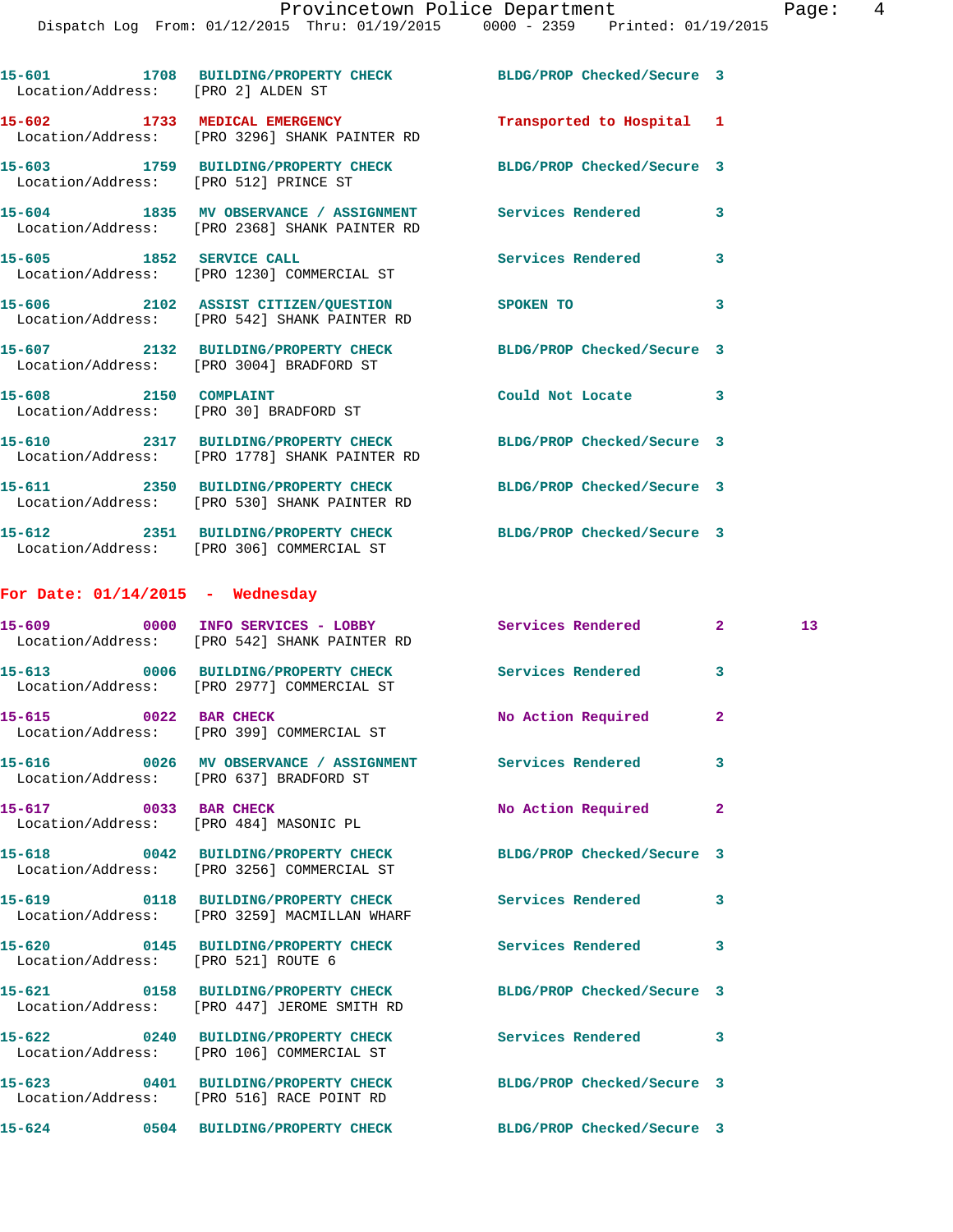15-601 1708 BUILDING/PROPERTY CHECK BLDG/PROP Checked/Secure 3
Location/Address: [PRO 2] ALDEN ST

15-602 1733 MEDICAL EMERGENCY Transported to Hospital 1
Location/Address: [PRO 3296] SHANK PAINTER RD

15-603 1759 BUILDING/PROPERTY CHECK BLDG/PROP Checked/Secure 3
Location/Address: [PRO 512] PRINCE ST

15-604 1835 MV OBSERVANCE / ASSIGNMENT Services Rendered 3
Location/Address: [PRO 2368] SHANK PAINTER RD

15-605 1852 SERVICE CALL Services Rendered 3
Location/Address: [PRO 1230] COMMERCIAL ST

15-606 2102 ASSIST CITIZEN/QUESTION SPOKEN TO 3
Location/Address: [PRO 542] SHANK PAINTER RD

15-607 2132 BUILDING/PROPERTY CHECK BLDG/PROP Checked/Secure 3
Location/Address: [PRO 3004] BRADFORD ST

15-608 2150 COMPLAINT Could Not Locate 3
Location/Address: [PRO 30] BRADFORD ST

15-610 2317 BUILDING/PROPERTY CHECK BLDG/PROP Checked/Secure 3
Location/Address: [PRO 1778] SHANK PAINTER RD

15-611 2350 BUILDING/PROPERTY CHECK BLDG/PROP Checked/Secure 3
Location/Address: [PRO 530] SHANK PAINTER RD

15-612 2351 BUILDING/PROPERTY CHECK BLDG/PROP Checked/Secure 3
Location/Address: [PRO 306] COMMERCIAL ST

**For Date: 01/14/2015 - Wednesday**

15-609 0000 INFO SERVICES - LOBBY Services Rendered 2 13
Location/Address: [PRO 542] SHANK PAINTER RD

15-613 0006 BUILDING/PROPERTY CHECK Services Rendered 3
Location/Address: [PRO 2977] COMMERCIAL ST

15-615 0022 BAR CHECK No Action Required 2
Location/Address: [PRO 399] COMMERCIAL ST

15-616 0026 MV OBSERVANCE / ASSIGNMENT Services Rendered 3
Location/Address: [PRO 637] BRADFORD ST

15-617 0033 BAR CHECK No Action Required 2
Location/Address: [PRO 484] MASONIC PL

15-618 0042 BUILDING/PROPERTY CHECK BLDG/PROP Checked/Secure 3
Location/Address: [PRO 3256] COMMERCIAL ST

15-619 0118 BUILDING/PROPERTY CHECK Services Rendered 3
Location/Address: [PRO 3259] MACMILLAN WHARF

15-620 0145 BUILDING/PROPERTY CHECK Services Rendered 3
Location/Address: [PRO 521] ROUTE 6

15-621 0158 BUILDING/PROPERTY CHECK BLDG/PROP Checked/Secure 3
Location/Address: [PRO 447] JEROME SMITH RD

15-622 0240 BUILDING/PROPERTY CHECK Services Rendered 3
Location/Address: [PRO 106] COMMERCIAL ST

15-623 0401 BUILDING/PROPERTY CHECK BLDG/PROP Checked/Secure 3
Location/Address: [PRO 516] RACE POINT RD

15-624 0504 BUILDING/PROPERTY CHECK BLDG/PROP Checked/Secure 3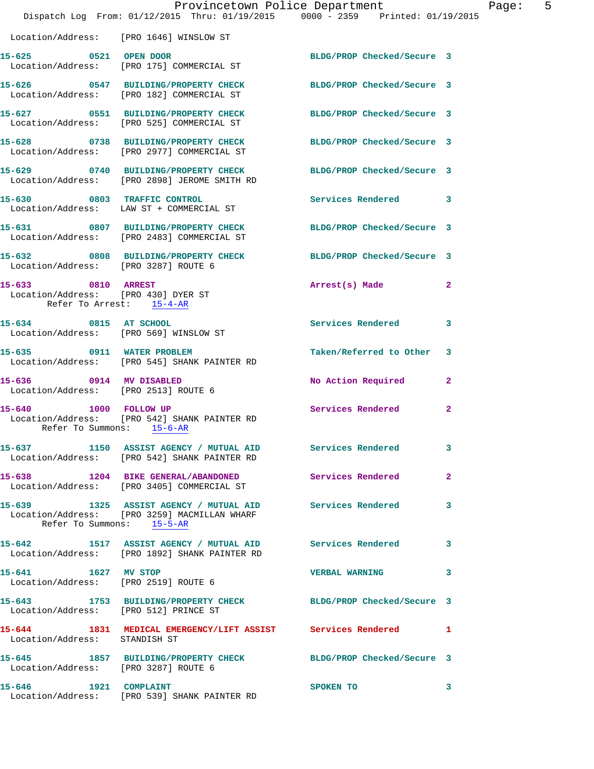Location/Address: [PRO 1646] WINSLOW ST

**15-625 0521 OPEN DOOR** BLDG/PROP Checked/Secure 3
Location/Address: [PRO 175] COMMERCIAL ST

**15-626 0547 BUILDING/PROPERTY CHECK** BLDG/PROP Checked/Secure 3
Location/Address: [PRO 182] COMMERCIAL ST

**15-627 0551 BUILDING/PROPERTY CHECK** BLDG/PROP Checked/Secure 3
Location/Address: [PRO 525] COMMERCIAL ST

**15-628 0738 BUILDING/PROPERTY CHECK** BLDG/PROP Checked/Secure 3
Location/Address: [PRO 2977] COMMERCIAL ST

**15-629 0740 BUILDING/PROPERTY CHECK** BLDG/PROP Checked/Secure 3
Location/Address: [PRO 2898] JEROME SMITH RD

**15-630 0803 TRAFFIC CONTROL** Services Rendered 3
Location/Address: LAW ST + COMMERCIAL ST

**15-631 0807 BUILDING/PROPERTY CHECK** BLDG/PROP Checked/Secure 3
Location/Address: [PRO 2483] COMMERCIAL ST

**15-632 0808 BUILDING/PROPERTY CHECK** BLDG/PROP Checked/Secure 3
Location/Address: [PRO 3287] ROUTE 6

**15-633 0810 ARREST** Arrest(s) Made 2
Location/Address: [PRO 430] DYER ST
Refer To Arrest: 15-4-AR

**15-634 0815 AT SCHOOL** Services Rendered 3
Location/Address: [PRO 569] WINSLOW ST

**15-635 0911 WATER PROBLEM** Taken/Referred to Other 3
Location/Address: [PRO 545] SHANK PAINTER RD

**15-636 0914 MV DISABLED** No Action Required 2
Location/Address: [PRO 2513] ROUTE 6

**15-640 1000 FOLLOW UP** Services Rendered 2
Location/Address: [PRO 542] SHANK PAINTER RD
Refer To Summons: 15-6-AR

**15-637 1150 ASSIST AGENCY / MUTUAL AID** Services Rendered 3
Location/Address: [PRO 542] SHANK PAINTER RD

**15-638 1204 BIKE GENERAL/ABANDONED** Services Rendered 2
Location/Address: [PRO 3405] COMMERCIAL ST

**15-639 1325 ASSIST AGENCY / MUTUAL AID** Services Rendered 3
Location/Address: [PRO 3259] MACMILLAN WHARF
Refer To Summons: 15-5-AR

**15-642 1517 ASSIST AGENCY / MUTUAL AID** Services Rendered 3
Location/Address: [PRO 1892] SHANK PAINTER RD

**15-641 1627 MV STOP** VERBAL WARNING 3
Location/Address: [PRO 2519] ROUTE 6

**15-643 1753 BUILDING/PROPERTY CHECK** BLDG/PROP Checked/Secure 3
Location/Address: [PRO 512] PRINCE ST

**15-644 1831 MEDICAL EMERGENCY/LIFT ASSIST** Services Rendered 1
Location/Address: STANDISH ST

**15-645 1857 BUILDING/PROPERTY CHECK** BLDG/PROP Checked/Secure 3
Location/Address: [PRO 3287] ROUTE 6

**15-646 1921 COMPLAINT** SPOKEN TO 3
Location/Address: [PRO 539] SHANK PAINTER RD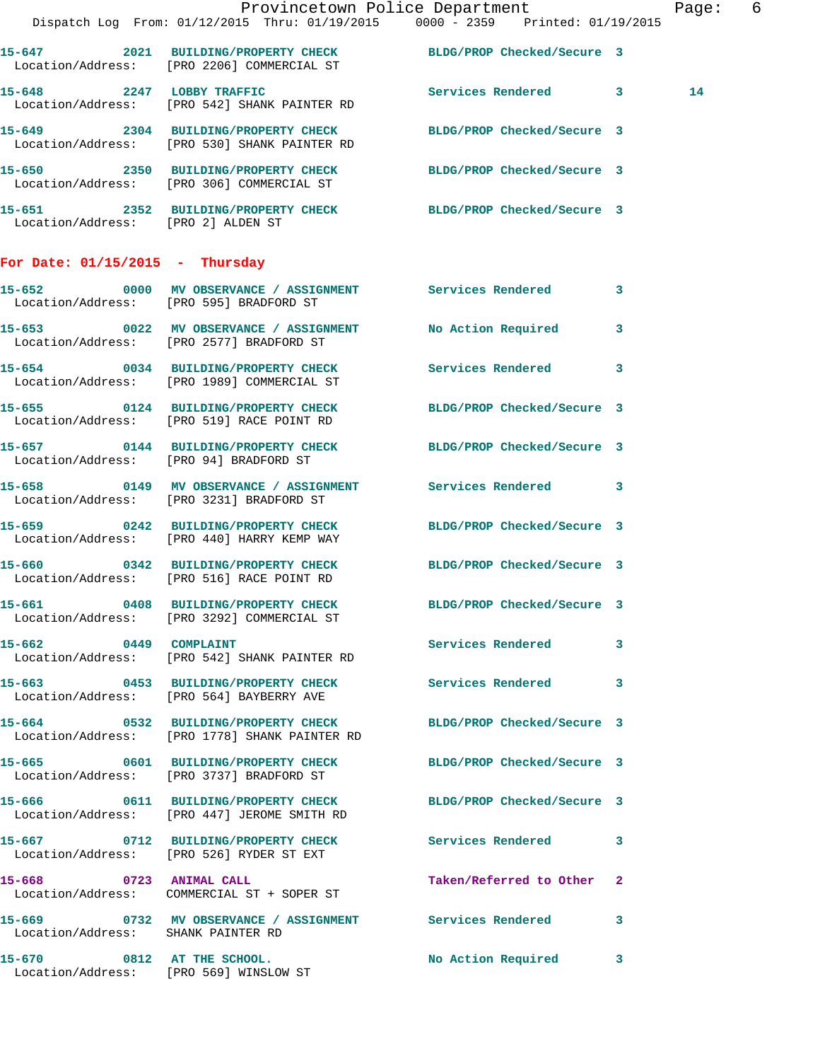**15-647 2021 BUILDING/PROPERTY CHECK** BLDG/PROP Checked/Secure 3
Location/Address: [PRO 2206] COMMERCIAL ST

**15-648 2247 LOBBY TRAFFIC** Services Rendered 3 14
Location/Address: [PRO 542] SHANK PAINTER RD

**15-649 2304 BUILDING/PROPERTY CHECK** BLDG/PROP Checked/Secure 3
Location/Address: [PRO 530] SHANK PAINTER RD

**15-650 2350 BUILDING/PROPERTY CHECK** BLDG/PROP Checked/Secure 3
Location/Address: [PRO 306] COMMERCIAL ST

**15-651 2352 BUILDING/PROPERTY CHECK** BLDG/PROP Checked/Secure 3
Location/Address: [PRO 2] ALDEN ST

## For Date: 01/15/2015 - Thursday

**15-652 0000 MV OBSERVANCE / ASSIGNMENT** Services Rendered 3
Location/Address: [PRO 595] BRADFORD ST

**15-653 0022 MV OBSERVANCE / ASSIGNMENT** No Action Required 3
Location/Address: [PRO 2577] BRADFORD ST

**15-654 0034 BUILDING/PROPERTY CHECK** Services Rendered 3
Location/Address: [PRO 1989] COMMERCIAL ST

**15-655 0124 BUILDING/PROPERTY CHECK** BLDG/PROP Checked/Secure 3
Location/Address: [PRO 519] RACE POINT RD

**15-657 0144 BUILDING/PROPERTY CHECK** BLDG/PROP Checked/Secure 3
Location/Address: [PRO 94] BRADFORD ST

**15-658 0149 MV OBSERVANCE / ASSIGNMENT** Services Rendered 3
Location/Address: [PRO 3231] BRADFORD ST

**15-659 0242 BUILDING/PROPERTY CHECK** BLDG/PROP Checked/Secure 3
Location/Address: [PRO 440] HARRY KEMP WAY

**15-660 0342 BUILDING/PROPERTY CHECK** BLDG/PROP Checked/Secure 3
Location/Address: [PRO 516] RACE POINT RD

**15-661 0408 BUILDING/PROPERTY CHECK** BLDG/PROP Checked/Secure 3
Location/Address: [PRO 3292] COMMERCIAL ST

**15-662 0449 COMPLAINT** Services Rendered 3
Location/Address: [PRO 542] SHANK PAINTER RD

**15-663 0453 BUILDING/PROPERTY CHECK** Services Rendered 3
Location/Address: [PRO 564] BAYBERRY AVE

**15-664 0532 BUILDING/PROPERTY CHECK** BLDG/PROP Checked/Secure 3
Location/Address: [PRO 1778] SHANK PAINTER RD

**15-665 0601 BUILDING/PROPERTY CHECK** BLDG/PROP Checked/Secure 3
Location/Address: [PRO 3737] BRADFORD ST

**15-666 0611 BUILDING/PROPERTY CHECK** BLDG/PROP Checked/Secure 3
Location/Address: [PRO 447] JEROME SMITH RD

**15-667 0712 BUILDING/PROPERTY CHECK** Services Rendered 3
Location/Address: [PRO 526] RYDER ST EXT

**15-668 0723 ANIMAL CALL** Taken/Referred to Other 2
Location/Address: COMMERCIAL ST + SOPER ST

**15-669 0732 MV OBSERVANCE / ASSIGNMENT** Services Rendered 3
Location/Address: SHANK PAINTER RD

**15-670 0812 AT THE SCHOOL.** No Action Required 3
Location/Address: [PRO 569] WINSLOW ST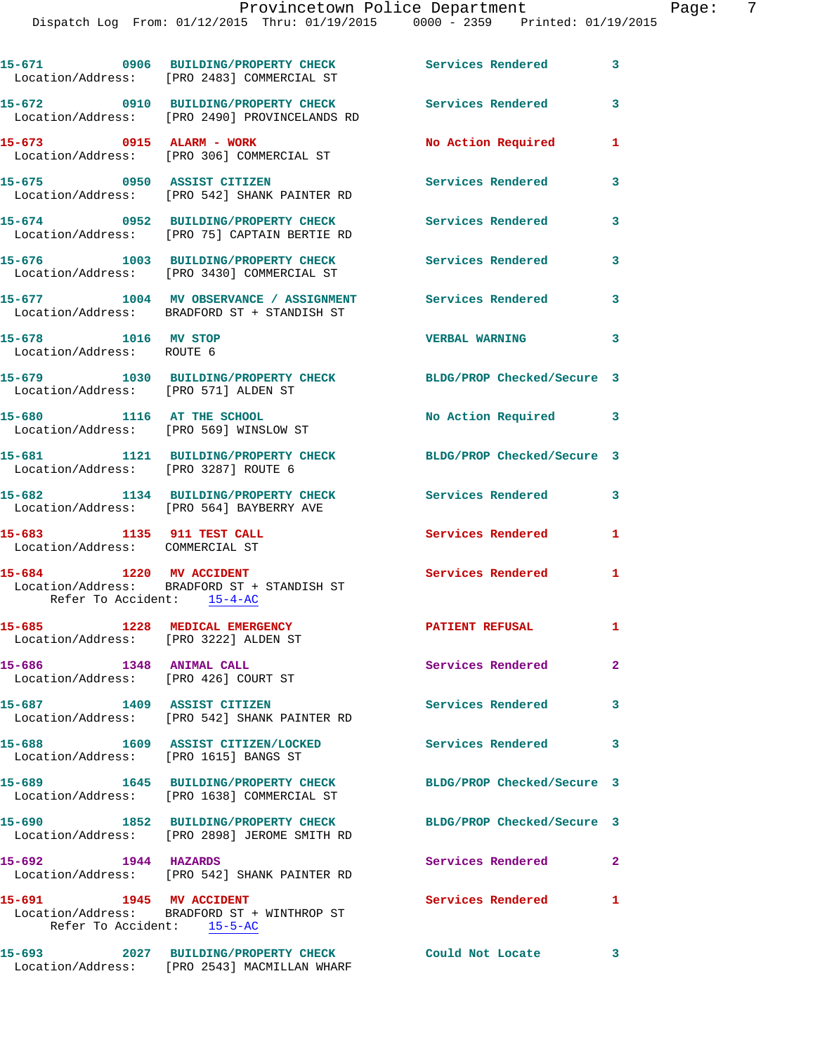15-671 0906 BUILDING/PROPERTY CHECK Services Rendered 3
Location/Address: [PRO 2483] COMMERCIAL ST

15-672 0910 BUILDING/PROPERTY CHECK Services Rendered 3
Location/Address: [PRO 2490] PROVINCELANDS RD

15-673 0915 ALARM - WORK No Action Required 1
Location/Address: [PRO 306] COMMERCIAL ST

15-675 0950 ASSIST CITIZEN Services Rendered 3
Location/Address: [PRO 542] SHANK PAINTER RD

15-674 0952 BUILDING/PROPERTY CHECK Services Rendered 3
Location/Address: [PRO 75] CAPTAIN BERTIE RD

15-676 1003 BUILDING/PROPERTY CHECK Services Rendered 3
Location/Address: [PRO 3430] COMMERCIAL ST

15-677 1004 MV OBSERVANCE / ASSIGNMENT Services Rendered 3
Location/Address: BRADFORD ST + STANDISH ST

15-678 1016 MV STOP VERBAL WARNING 3
Location/Address: ROUTE 6

15-679 1030 BUILDING/PROPERTY CHECK BLDG/PROP Checked/Secure 3
Location/Address: [PRO 571] ALDEN ST

15-680 1116 AT THE SCHOOL No Action Required 3
Location/Address: [PRO 569] WINSLOW ST

15-681 1121 BUILDING/PROPERTY CHECK BLDG/PROP Checked/Secure 3
Location/Address: [PRO 3287] ROUTE 6

15-682 1134 BUILDING/PROPERTY CHECK Services Rendered 3
Location/Address: [PRO 564] BAYBERRY AVE

15-683 1135 911 TEST CALL Services Rendered 1
Location/Address: COMMERCIAL ST

15-684 1220 MV ACCIDENT Services Rendered 1
Location/Address: BRADFORD ST + STANDISH ST
Refer To Accident: 15-4-AC

15-685 1228 MEDICAL EMERGENCY PATIENT REFUSAL 1
Location/Address: [PRO 3222] ALDEN ST

15-686 1348 ANIMAL CALL Services Rendered 2
Location/Address: [PRO 426] COURT ST

15-687 1409 ASSIST CITIZEN Services Rendered 3
Location/Address: [PRO 542] SHANK PAINTER RD

15-688 1609 ASSIST CITIZEN/LOCKED Services Rendered 3
Location/Address: [PRO 1615] BANGS ST

15-689 1645 BUILDING/PROPERTY CHECK BLDG/PROP Checked/Secure 3
Location/Address: [PRO 1638] COMMERCIAL ST

15-690 1852 BUILDING/PROPERTY CHECK BLDG/PROP Checked/Secure 3
Location/Address: [PRO 2898] JEROME SMITH RD

15-692 1944 HAZARDS Services Rendered 2
Location/Address: [PRO 542] SHANK PAINTER RD

15-691 1945 MV ACCIDENT Services Rendered 1
Location/Address: BRADFORD ST + WINTHROP ST
Refer To Accident: 15-5-AC

15-693 2027 BUILDING/PROPERTY CHECK Could Not Locate 3
Location/Address: [PRO 2543] MACMILLAN WHARF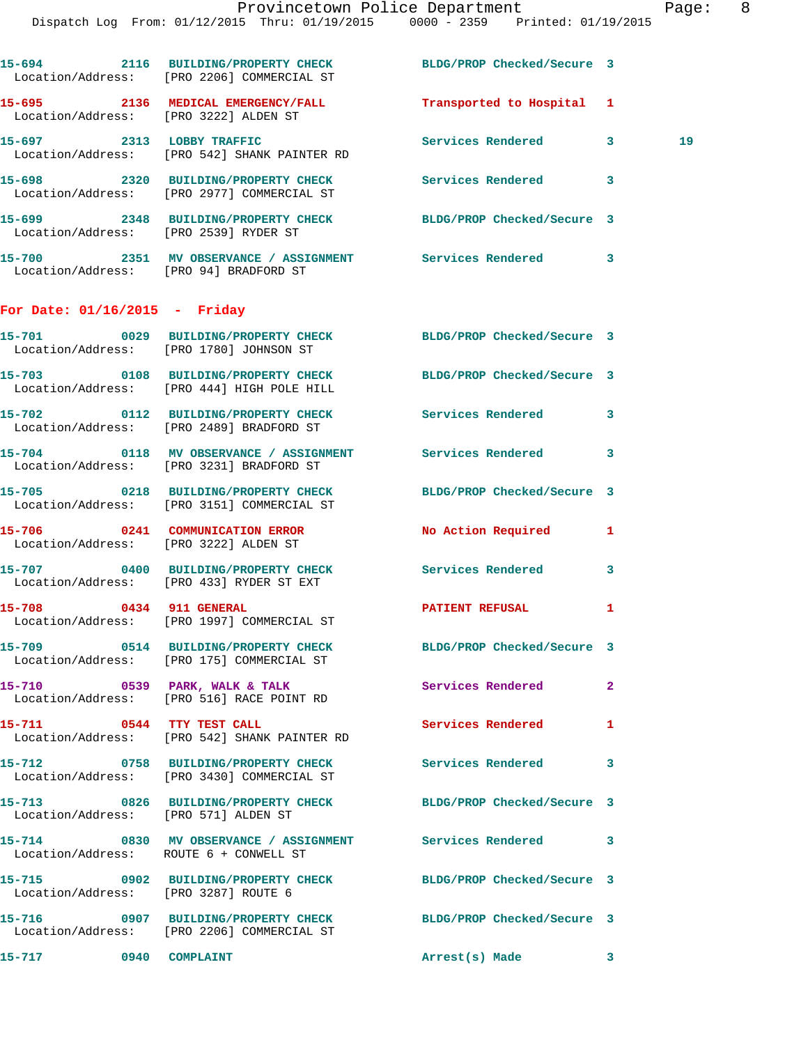15-694 2116 BUILDING/PROPERTY CHECK BLDG/PROP Checked/Secure 3
Location/Address: [PRO 2206] COMMERCIAL ST

15-695 2136 MEDICAL EMERGENCY/FALL Transported to Hospital 1
Location/Address: [PRO 3222] ALDEN ST

15-697 2313 LOBBY TRAFFIC Services Rendered 3 19
Location/Address: [PRO 542] SHANK PAINTER RD

15-698 2320 BUILDING/PROPERTY CHECK Services Rendered 3
Location/Address: [PRO 2977] COMMERCIAL ST

15-699 2348 BUILDING/PROPERTY CHECK BLDG/PROP Checked/Secure 3
Location/Address: [PRO 2539] RYDER ST

15-700 2351 MV OBSERVANCE / ASSIGNMENT Services Rendered 3
Location/Address: [PRO 94] BRADFORD ST

**For Date: 01/16/2015 - Friday**

15-701 0029 BUILDING/PROPERTY CHECK BLDG/PROP Checked/Secure 3
Location/Address: [PRO 1780] JOHNSON ST

15-703 0108 BUILDING/PROPERTY CHECK BLDG/PROP Checked/Secure 3
Location/Address: [PRO 444] HIGH POLE HILL

15-702 0112 BUILDING/PROPERTY CHECK Services Rendered 3
Location/Address: [PRO 2489] BRADFORD ST

15-704 0118 MV OBSERVANCE / ASSIGNMENT Services Rendered 3
Location/Address: [PRO 3231] BRADFORD ST

15-705 0218 BUILDING/PROPERTY CHECK BLDG/PROP Checked/Secure 3
Location/Address: [PRO 3151] COMMERCIAL ST

15-706 0241 COMMUNICATION ERROR No Action Required 1
Location/Address: [PRO 3222] ALDEN ST

15-707 0400 BUILDING/PROPERTY CHECK Services Rendered 3
Location/Address: [PRO 433] RYDER ST EXT

15-708 0434 911 GENERAL PATIENT REFUSAL 1
Location/Address: [PRO 1997] COMMERCIAL ST

15-709 0514 BUILDING/PROPERTY CHECK BLDG/PROP Checked/Secure 3
Location/Address: [PRO 175] COMMERCIAL ST

15-710 0539 PARK, WALK & TALK Services Rendered 2
Location/Address: [PRO 516] RACE POINT RD

15-711 0544 TTY TEST CALL Services Rendered 1
Location/Address: [PRO 542] SHANK PAINTER RD

15-712 0758 BUILDING/PROPERTY CHECK Services Rendered 3
Location/Address: [PRO 3430] COMMERCIAL ST

15-713 0826 BUILDING/PROPERTY CHECK BLDG/PROP Checked/Secure 3
Location/Address: [PRO 571] ALDEN ST

15-714 0830 MV OBSERVANCE / ASSIGNMENT Services Rendered 3
Location/Address: ROUTE 6 + CONWELL ST

15-715 0902 BUILDING/PROPERTY CHECK BLDG/PROP Checked/Secure 3
Location/Address: [PRO 3287] ROUTE 6

15-716 0907 BUILDING/PROPERTY CHECK BLDG/PROP Checked/Secure 3
Location/Address: [PRO 2206] COMMERCIAL ST

15-717 0940 COMPLAINT Arrest(s) Made 3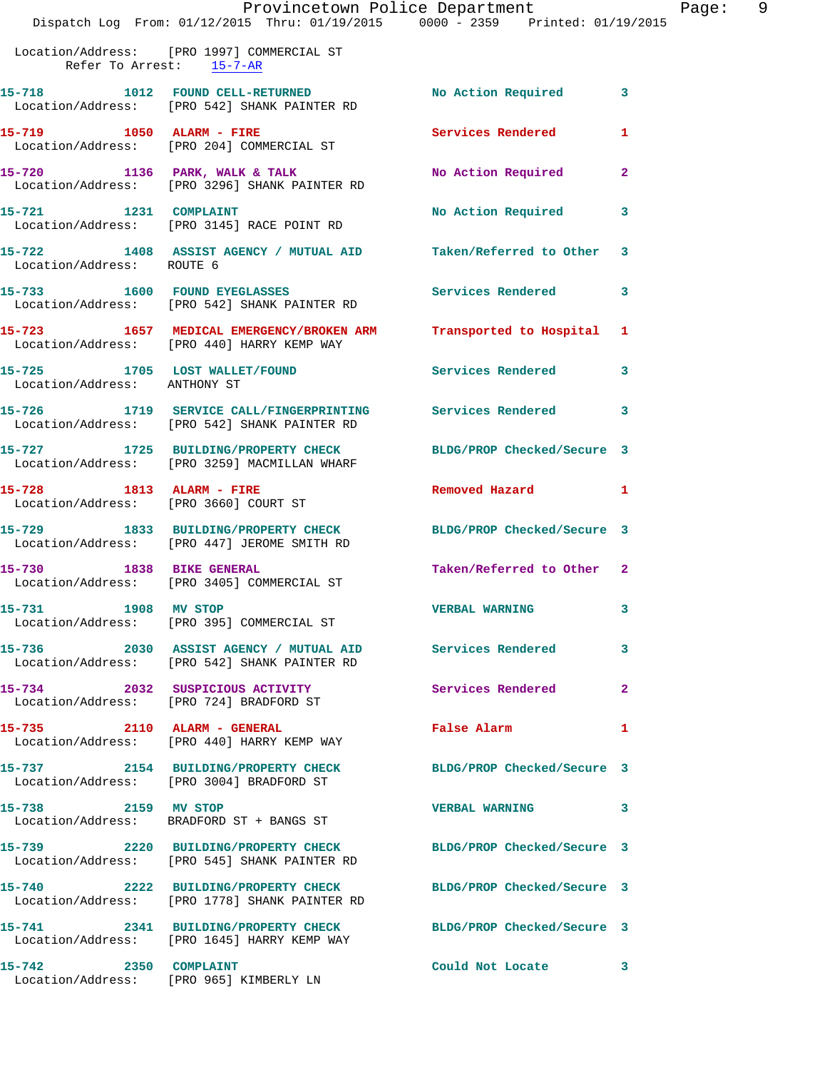Location/Address: [PRO 1997] COMMERCIAL ST
Refer To Arrest: 15-7-AR

**15-718** 1012 **FOUND CELL-RETURNED** No Action Required 3
Location/Address: [PRO 542] SHANK PAINTER RD

**15-719** 1050 **ALARM - FIRE** Services Rendered 1
Location/Address: [PRO 204] COMMERCIAL ST

**15-720** 1136 **PARK, WALK & TALK** No Action Required 2
Location/Address: [PRO 3296] SHANK PAINTER RD

**15-721** 1231 **COMPLAINT** No Action Required 3
Location/Address: [PRO 3145] RACE POINT RD

**15-722** 1408 **ASSIST AGENCY / MUTUAL AID** Taken/Referred to Other 3
Location/Address: ROUTE 6

**15-733** 1600 **FOUND EYEGLASSES** Services Rendered 3
Location/Address: [PRO 542] SHANK PAINTER RD

**15-723** 1657 **MEDICAL EMERGENCY/BROKEN ARM** Transported to Hospital 1
Location/Address: [PRO 440] HARRY KEMP WAY

**15-725** 1705 **LOST WALLET/FOUND** Services Rendered 3
Location/Address: ANTHONY ST

**15-726** 1719 **SERVICE CALL/FINGERPRINTING** Services Rendered 3
Location/Address: [PRO 542] SHANK PAINTER RD

**15-727** 1725 **BUILDING/PROPERTY CHECK** BLDG/PROP Checked/Secure 3
Location/Address: [PRO 3259] MACMILLAN WHARF

**15-728** 1813 **ALARM - FIRE** Removed Hazard 1
Location/Address: [PRO 3660] COURT ST

**15-729** 1833 **BUILDING/PROPERTY CHECK** BLDG/PROP Checked/Secure 3
Location/Address: [PRO 447] JEROME SMITH RD

**15-730** 1838 **BIKE GENERAL** Taken/Referred to Other 2
Location/Address: [PRO 3405] COMMERCIAL ST

**15-731** 1908 **MV STOP** VERBAL WARNING 3
Location/Address: [PRO 395] COMMERCIAL ST

**15-736** 2030 **ASSIST AGENCY / MUTUAL AID** Services Rendered 3
Location/Address: [PRO 542] SHANK PAINTER RD

**15-734** 2032 **SUSPICIOUS ACTIVITY** Services Rendered 2
Location/Address: [PRO 724] BRADFORD ST

**15-735** 2110 **ALARM - GENERAL** False Alarm 1
Location/Address: [PRO 440] HARRY KEMP WAY

**15-737** 2154 **BUILDING/PROPERTY CHECK** BLDG/PROP Checked/Secure 3
Location/Address: [PRO 3004] BRADFORD ST

**15-738** 2159 **MV STOP** VERBAL WARNING 3
Location/Address: BRADFORD ST + BANGS ST

**15-739** 2220 **BUILDING/PROPERTY CHECK** BLDG/PROP Checked/Secure 3
Location/Address: [PRO 545] SHANK PAINTER RD

**15-740** 2222 **BUILDING/PROPERTY CHECK** BLDG/PROP Checked/Secure 3
Location/Address: [PRO 1778] SHANK PAINTER RD

**15-741** 2341 **BUILDING/PROPERTY CHECK** BLDG/PROP Checked/Secure 3
Location/Address: [PRO 1645] HARRY KEMP WAY

**15-742** 2350 **COMPLAINT** Could Not Locate 3
Location/Address: [PRO 965] KIMBERLY LN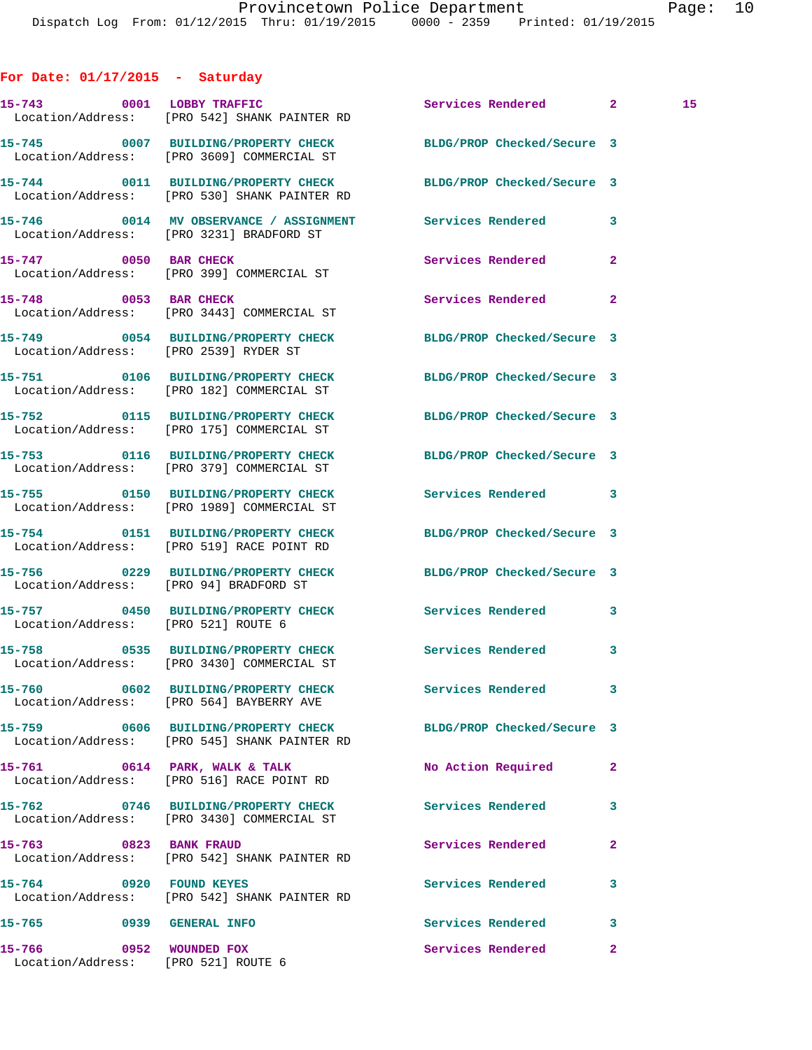## For Date: 01/17/2015 - Saturday

| | | | | | |
|---|---|---|---|---|---|
| 15-743 | 0001 | LOBBY TRAFFIC | Services Rendered | 2 | 15 |
| Location/Address: | | [PRO 542] SHANK PAINTER RD | | | |
| 15-745 | 0007 | BUILDING/PROPERTY CHECK | BLDG/PROP Checked/Secure | 3 | |
| Location/Address: | | [PRO 3609] COMMERCIAL ST | | | |
| 15-744 | 0011 | BUILDING/PROPERTY CHECK | BLDG/PROP Checked/Secure | 3 | |
| Location/Address: | | [PRO 530] SHANK PAINTER RD | | | |
| 15-746 | 0014 | MV OBSERVANCE / ASSIGNMENT | Services Rendered | 3 | |
| Location/Address: | | [PRO 3231] BRADFORD ST | | | |
| 15-747 | 0050 | BAR CHECK | Services Rendered | 2 | |
| Location/Address: | | [PRO 399] COMMERCIAL ST | | | |
| 15-748 | 0053 | BAR CHECK | Services Rendered | 2 | |
| Location/Address: | | [PRO 3443] COMMERCIAL ST | | | |
| 15-749 | 0054 | BUILDING/PROPERTY CHECK | BLDG/PROP Checked/Secure | 3 | |
| Location/Address: | | [PRO 2539] RYDER ST | | | |
| 15-751 | 0106 | BUILDING/PROPERTY CHECK | BLDG/PROP Checked/Secure | 3 | |
| Location/Address: | | [PRO 182] COMMERCIAL ST | | | |
| 15-752 | 0115 | BUILDING/PROPERTY CHECK | BLDG/PROP Checked/Secure | 3 | |
| Location/Address: | | [PRO 175] COMMERCIAL ST | | | |
| 15-753 | 0116 | BUILDING/PROPERTY CHECK | BLDG/PROP Checked/Secure | 3 | |
| Location/Address: | | [PRO 379] COMMERCIAL ST | | | |
| 15-755 | 0150 | BUILDING/PROPERTY CHECK | Services Rendered | 3 | |
| Location/Address: | | [PRO 1989] COMMERCIAL ST | | | |
| 15-754 | 0151 | BUILDING/PROPERTY CHECK | BLDG/PROP Checked/Secure | 3 | |
| Location/Address: | | [PRO 519] RACE POINT RD | | | |
| 15-756 | 0229 | BUILDING/PROPERTY CHECK | BLDG/PROP Checked/Secure | 3 | |
| Location/Address: | | [PRO 94] BRADFORD ST | | | |
| 15-757 | 0450 | BUILDING/PROPERTY CHECK | Services Rendered | 3 | |
| Location/Address: | | [PRO 521] ROUTE 6 | | | |
| 15-758 | 0535 | BUILDING/PROPERTY CHECK | Services Rendered | 3 | |
| Location/Address: | | [PRO 3430] COMMERCIAL ST | | | |
| 15-760 | 0602 | BUILDING/PROPERTY CHECK | Services Rendered | 3 | |
| Location/Address: | | [PRO 564] BAYBERRY AVE | | | |
| 15-759 | 0606 | BUILDING/PROPERTY CHECK | BLDG/PROP Checked/Secure | 3 | |
| Location/Address: | | [PRO 545] SHANK PAINTER RD | | | |
| 15-761 | 0614 | PARK, WALK & TALK | No Action Required | 2 | |
| Location/Address: | | [PRO 516] RACE POINT RD | | | |
| 15-762 | 0746 | BUILDING/PROPERTY CHECK | Services Rendered | 3 | |
| Location/Address: | | [PRO 3430] COMMERCIAL ST | | | |
| 15-763 | 0823 | BANK FRAUD | Services Rendered | 2 | |
| Location/Address: | | [PRO 542] SHANK PAINTER RD | | | |
| 15-764 | 0920 | FOUND KEYES | Services Rendered | 3 | |
| Location/Address: | | [PRO 542] SHANK PAINTER RD | | | |
| 15-765 | 0939 | GENERAL INFO | Services Rendered | 3 | |
| 15-766 | 0952 | WOUNDED FOX | Services Rendered | 2 | |
| Location/Address: | | [PRO 521] ROUTE 6 | | | |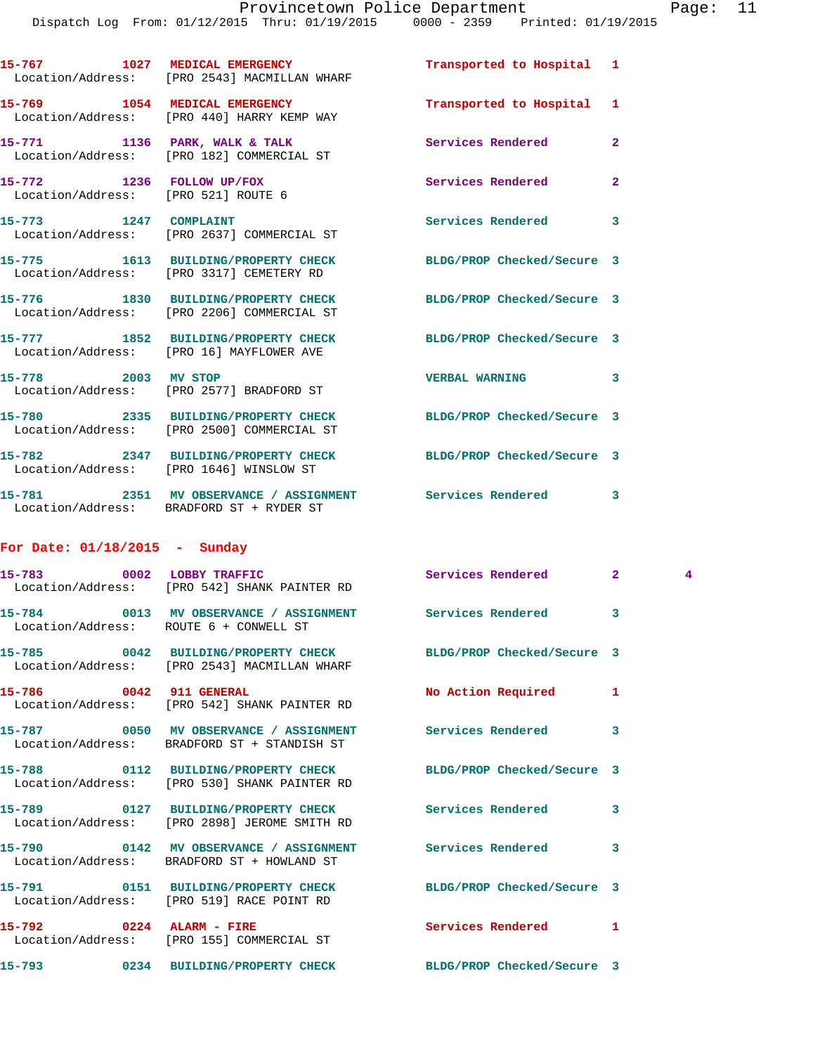15-767 1027 MEDICAL EMERGENCY Transported to Hospital 1
Location/Address: [PRO 2543] MACMILLAN WHARF

15-769 1054 MEDICAL EMERGENCY Transported to Hospital 1
Location/Address: [PRO 440] HARRY KEMP WAY

15-771 1136 PARK, WALK & TALK Services Rendered 2
Location/Address: [PRO 182] COMMERCIAL ST

15-772 1236 FOLLOW UP/FOX Services Rendered 2
Location/Address: [PRO 521] ROUTE 6

15-773 1247 COMPLAINT Services Rendered 3
Location/Address: [PRO 2637] COMMERCIAL ST

15-775 1613 BUILDING/PROPERTY CHECK BLDG/PROP Checked/Secure 3
Location/Address: [PRO 3317] CEMETERY RD

15-776 1830 BUILDING/PROPERTY CHECK BLDG/PROP Checked/Secure 3
Location/Address: [PRO 2206] COMMERCIAL ST

15-777 1852 BUILDING/PROPERTY CHECK BLDG/PROP Checked/Secure 3
Location/Address: [PRO 16] MAYFLOWER AVE

15-778 2003 MV STOP VERBAL WARNING 3
Location/Address: [PRO 2577] BRADFORD ST

15-780 2335 BUILDING/PROPERTY CHECK BLDG/PROP Checked/Secure 3
Location/Address: [PRO 2500] COMMERCIAL ST

15-782 2347 BUILDING/PROPERTY CHECK BLDG/PROP Checked/Secure 3
Location/Address: [PRO 1646] WINSLOW ST

15-781 2351 MV OBSERVANCE / ASSIGNMENT Services Rendered 3
Location/Address: BRADFORD ST + RYDER ST

## For Date: 01/18/2015 - Sunday

15-783 0002 LOBBY TRAFFIC Services Rendered 2 4
Location/Address: [PRO 542] SHANK PAINTER RD

15-784 0013 MV OBSERVANCE / ASSIGNMENT Services Rendered 3
Location/Address: ROUTE 6 + CONWELL ST

15-785 0042 BUILDING/PROPERTY CHECK BLDG/PROP Checked/Secure 3
Location/Address: [PRO 2543] MACMILLAN WHARF

15-786 0042 911 GENERAL No Action Required 1
Location/Address: [PRO 542] SHANK PAINTER RD

15-787 0050 MV OBSERVANCE / ASSIGNMENT Services Rendered 3
Location/Address: BRADFORD ST + STANDISH ST

15-788 0112 BUILDING/PROPERTY CHECK BLDG/PROP Checked/Secure 3
Location/Address: [PRO 530] SHANK PAINTER RD

15-789 0127 BUILDING/PROPERTY CHECK Services Rendered 3
Location/Address: [PRO 2898] JEROME SMITH RD

15-790 0142 MV OBSERVANCE / ASSIGNMENT Services Rendered 3
Location/Address: BRADFORD ST + HOWLAND ST

15-791 0151 BUILDING/PROPERTY CHECK BLDG/PROP Checked/Secure 3
Location/Address: [PRO 519] RACE POINT RD

15-792 0224 ALARM - FIRE Services Rendered 1
Location/Address: [PRO 155] COMMERCIAL ST

15-793 0234 BUILDING/PROPERTY CHECK BLDG/PROP Checked/Secure 3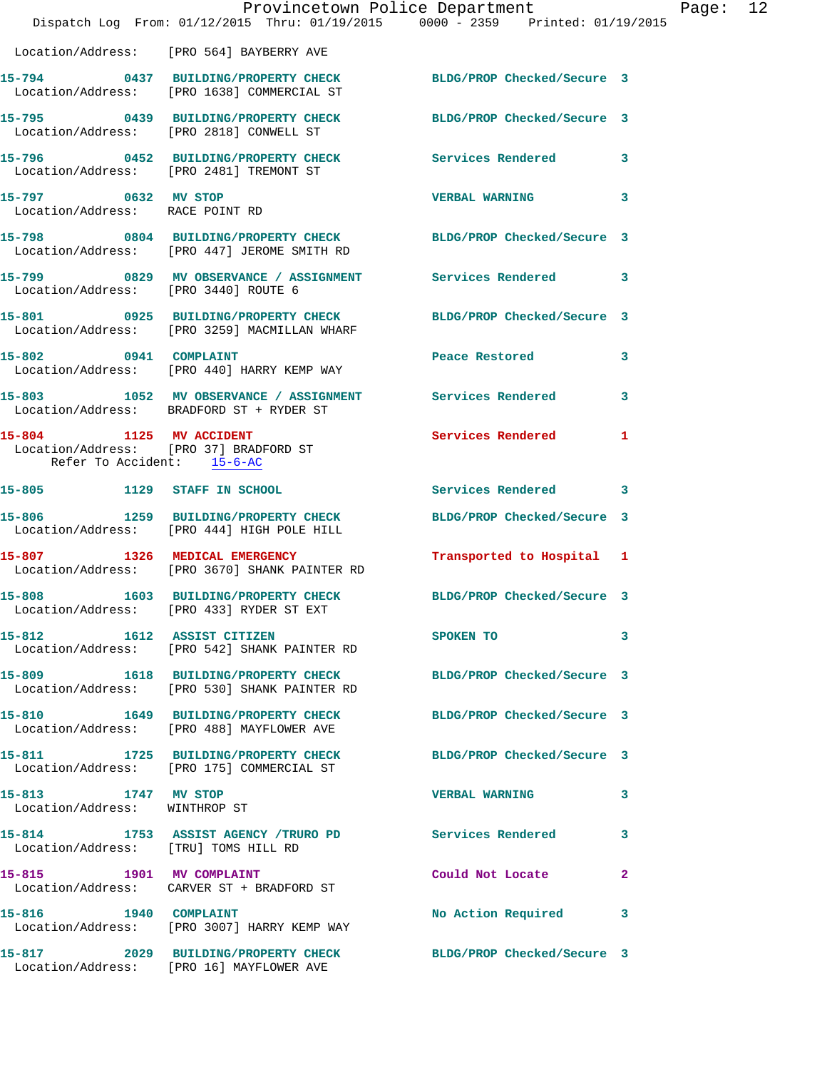Location/Address: [PRO 564] BAYBERRY AVE

15-794 0437 BUILDING/PROPERTY CHECK BLDG/PROP Checked/Secure 3
Location/Address: [PRO 1638] COMMERCIAL ST

15-795 0439 BUILDING/PROPERTY CHECK BLDG/PROP Checked/Secure 3
Location/Address: [PRO 2818] CONWELL ST

15-796 0452 BUILDING/PROPERTY CHECK Services Rendered 3
Location/Address: [PRO 2481] TREMONT ST

15-797 0632 MV STOP VERBAL WARNING 3
Location/Address: RACE POINT RD

15-798 0804 BUILDING/PROPERTY CHECK BLDG/PROP Checked/Secure 3
Location/Address: [PRO 447] JEROME SMITH RD

15-799 0829 MV OBSERVANCE / ASSIGNMENT Services Rendered 3
Location/Address: [PRO 3440] ROUTE 6

15-801 0925 BUILDING/PROPERTY CHECK BLDG/PROP Checked/Secure 3
Location/Address: [PRO 3259] MACMILLAN WHARF

15-802 0941 COMPLAINT Peace Restored 3
Location/Address: [PRO 440] HARRY KEMP WAY

15-803 1052 MV OBSERVANCE / ASSIGNMENT Services Rendered 3
Location/Address: BRADFORD ST + RYDER ST

15-804 1125 MV ACCIDENT Services Rendered 1
Location/Address: [PRO 37] BRADFORD ST
Refer To Accident: 15-6-AC

15-805 1129 STAFF IN SCHOOL Services Rendered 3

15-806 1259 BUILDING/PROPERTY CHECK BLDG/PROP Checked/Secure 3
Location/Address: [PRO 444] HIGH POLE HILL

15-807 1326 MEDICAL EMERGENCY Transported to Hospital 1
Location/Address: [PRO 3670] SHANK PAINTER RD

15-808 1603 BUILDING/PROPERTY CHECK BLDG/PROP Checked/Secure 3
Location/Address: [PRO 433] RYDER ST EXT

15-812 1612 ASSIST CITIZEN SPOKEN TO 3
Location/Address: [PRO 542] SHANK PAINTER RD

15-809 1618 BUILDING/PROPERTY CHECK BLDG/PROP Checked/Secure 3
Location/Address: [PRO 530] SHANK PAINTER RD

15-810 1649 BUILDING/PROPERTY CHECK BLDG/PROP Checked/Secure 3
Location/Address: [PRO 488] MAYFLOWER AVE

15-811 1725 BUILDING/PROPERTY CHECK BLDG/PROP Checked/Secure 3
Location/Address: [PRO 175] COMMERCIAL ST

15-813 1747 MV STOP VERBAL WARNING 3
Location/Address: WINTHROP ST

15-814 1753 ASSIST AGENCY /TRURO PD Services Rendered 3
Location/Address: [TRU] TOMS HILL RD

15-815 1901 MV COMPLAINT Could Not Locate 2
Location/Address: CARVER ST + BRADFORD ST

15-816 1940 COMPLAINT No Action Required 3
Location/Address: [PRO 3007] HARRY KEMP WAY

15-817 2029 BUILDING/PROPERTY CHECK BLDG/PROP Checked/Secure 3
Location/Address: [PRO 16] MAYFLOWER AVE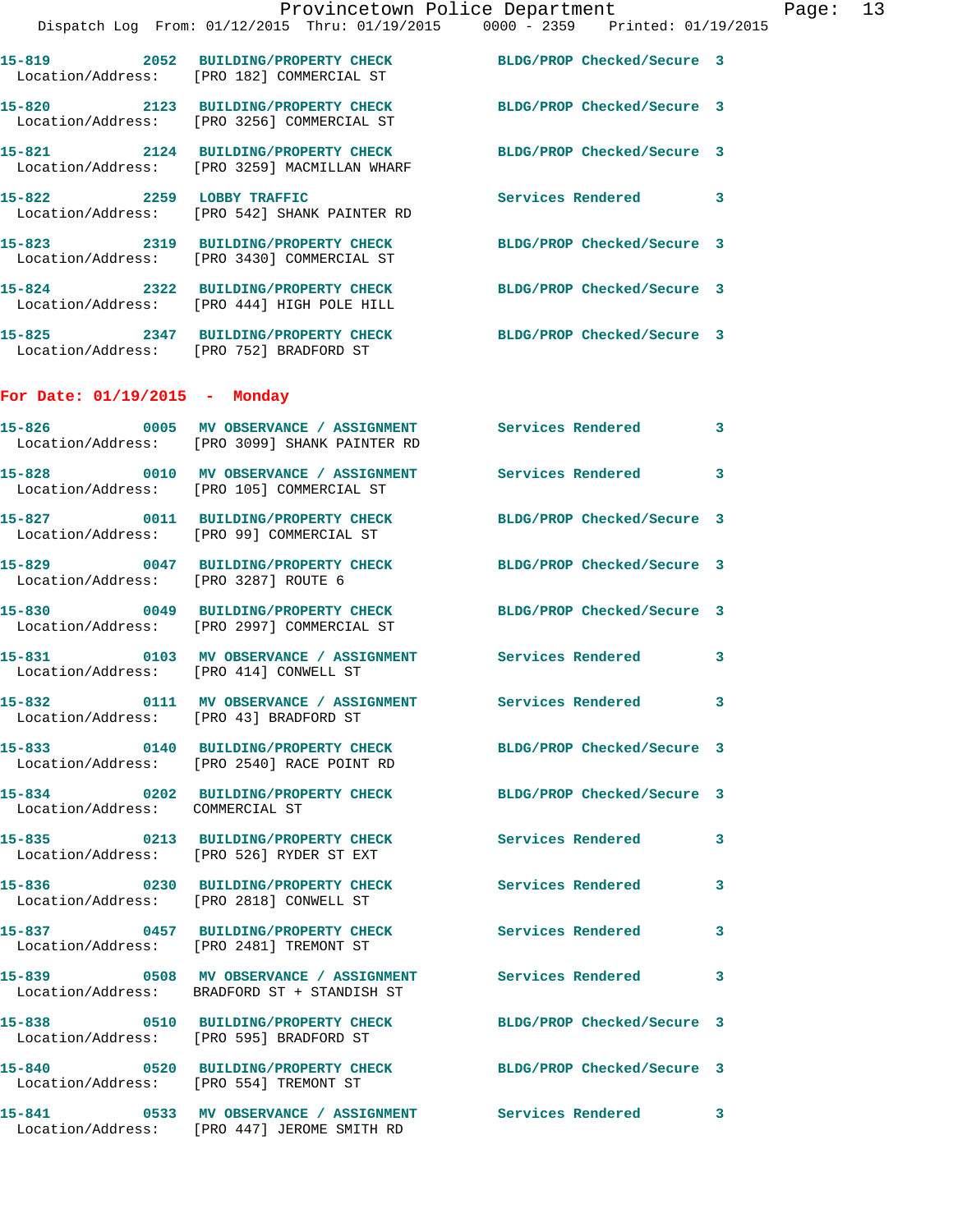15-819 2052 BUILDING/PROPERTY CHECK BLDG/PROP Checked/Secure 3
Location/Address: [PRO 182] COMMERCIAL ST

15-820 2123 BUILDING/PROPERTY CHECK BLDG/PROP Checked/Secure 3
Location/Address: [PRO 3256] COMMERCIAL ST

15-821 2124 BUILDING/PROPERTY CHECK BLDG/PROP Checked/Secure 3
Location/Address: [PRO 3259] MACMILLAN WHARF

15-822 2259 LOBBY TRAFFIC Services Rendered 3
Location/Address: [PRO 542] SHANK PAINTER RD

15-823 2319 BUILDING/PROPERTY CHECK BLDG/PROP Checked/Secure 3
Location/Address: [PRO 3430] COMMERCIAL ST

15-824 2322 BUILDING/PROPERTY CHECK BLDG/PROP Checked/Secure 3
Location/Address: [PRO 444] HIGH POLE HILL

15-825 2347 BUILDING/PROPERTY CHECK BLDG/PROP Checked/Secure 3
Location/Address: [PRO 752] BRADFORD ST

**For Date: 01/19/2015 - Monday**

15-826 0005 MV OBSERVANCE / ASSIGNMENT Services Rendered 3
Location/Address: [PRO 3099] SHANK PAINTER RD

15-828 0010 MV OBSERVANCE / ASSIGNMENT Services Rendered 3
Location/Address: [PRO 105] COMMERCIAL ST

15-827 0011 BUILDING/PROPERTY CHECK BLDG/PROP Checked/Secure 3
Location/Address: [PRO 99] COMMERCIAL ST

15-829 0047 BUILDING/PROPERTY CHECK BLDG/PROP Checked/Secure 3
Location/Address: [PRO 3287] ROUTE 6

15-830 0049 BUILDING/PROPERTY CHECK BLDG/PROP Checked/Secure 3
Location/Address: [PRO 2997] COMMERCIAL ST

15-831 0103 MV OBSERVANCE / ASSIGNMENT Services Rendered 3
Location/Address: [PRO 414] CONWELL ST

15-832 0111 MV OBSERVANCE / ASSIGNMENT Services Rendered 3
Location/Address: [PRO 43] BRADFORD ST

15-833 0140 BUILDING/PROPERTY CHECK BLDG/PROP Checked/Secure 3
Location/Address: [PRO 2540] RACE POINT RD

15-834 0202 BUILDING/PROPERTY CHECK BLDG/PROP Checked/Secure 3
Location/Address: COMMERCIAL ST

15-835 0213 BUILDING/PROPERTY CHECK Services Rendered 3
Location/Address: [PRO 526] RYDER ST EXT

15-836 0230 BUILDING/PROPERTY CHECK Services Rendered 3
Location/Address: [PRO 2818] CONWELL ST

15-837 0457 BUILDING/PROPERTY CHECK Services Rendered 3
Location/Address: [PRO 2481] TREMONT ST

15-839 0508 MV OBSERVANCE / ASSIGNMENT Services Rendered 3
Location/Address: BRADFORD ST + STANDISH ST

15-838 0510 BUILDING/PROPERTY CHECK BLDG/PROP Checked/Secure 3
Location/Address: [PRO 595] BRADFORD ST

15-840 0520 BUILDING/PROPERTY CHECK BLDG/PROP Checked/Secure 3
Location/Address: [PRO 554] TREMONT ST

15-841 0533 MV OBSERVANCE / ASSIGNMENT Services Rendered 3
Location/Address: [PRO 447] JEROME SMITH RD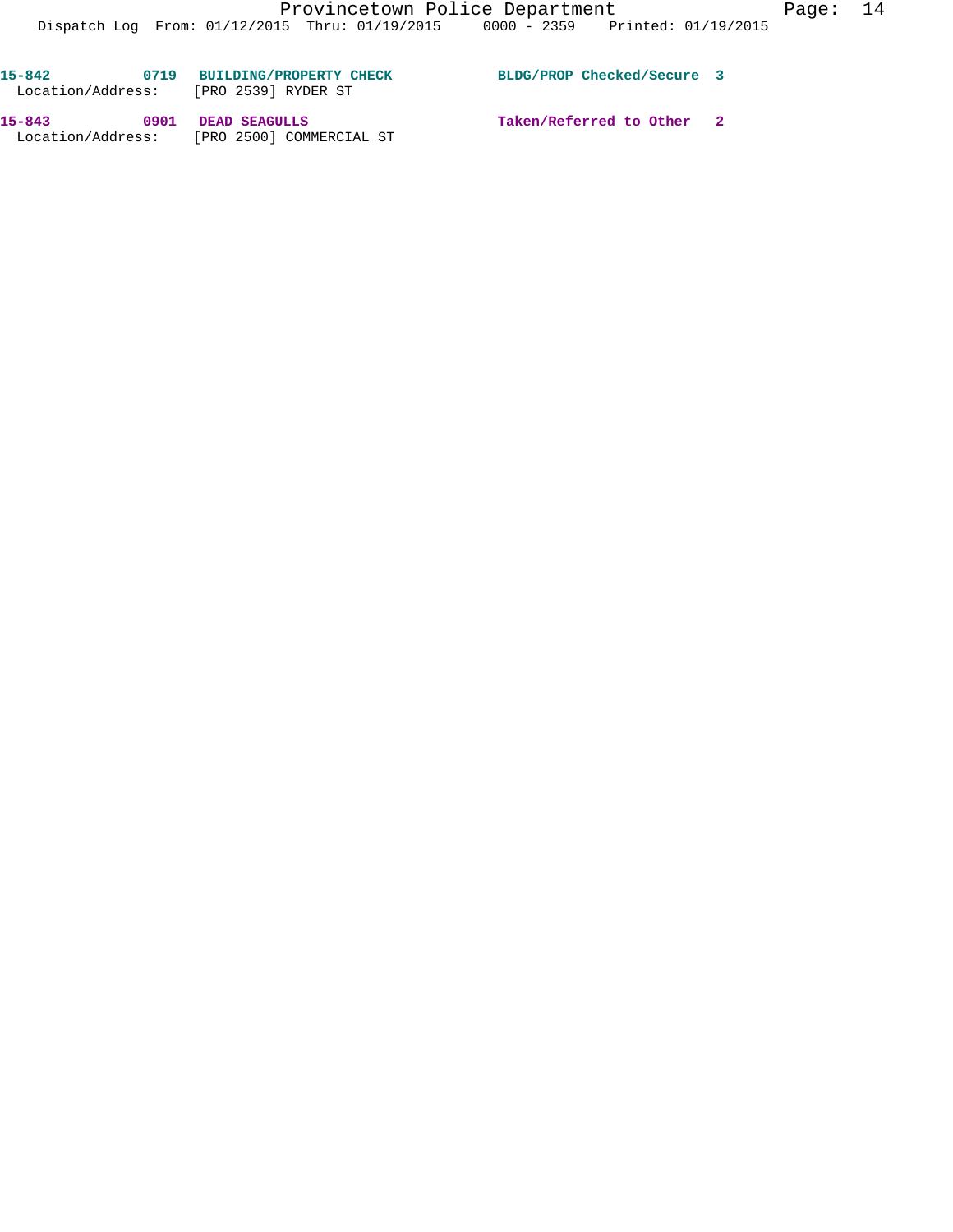**15-842 0719 BUILDING/PROPERTY CHECK** **BLDG/PROP Checked/Secure 3**
Location/Address: [PRO 2539] RYDER ST

**15-843 0901 DEAD SEAGULLS** **Taken/Referred to Other 2**
Location/Address: [PRO 2500] COMMERCIAL ST